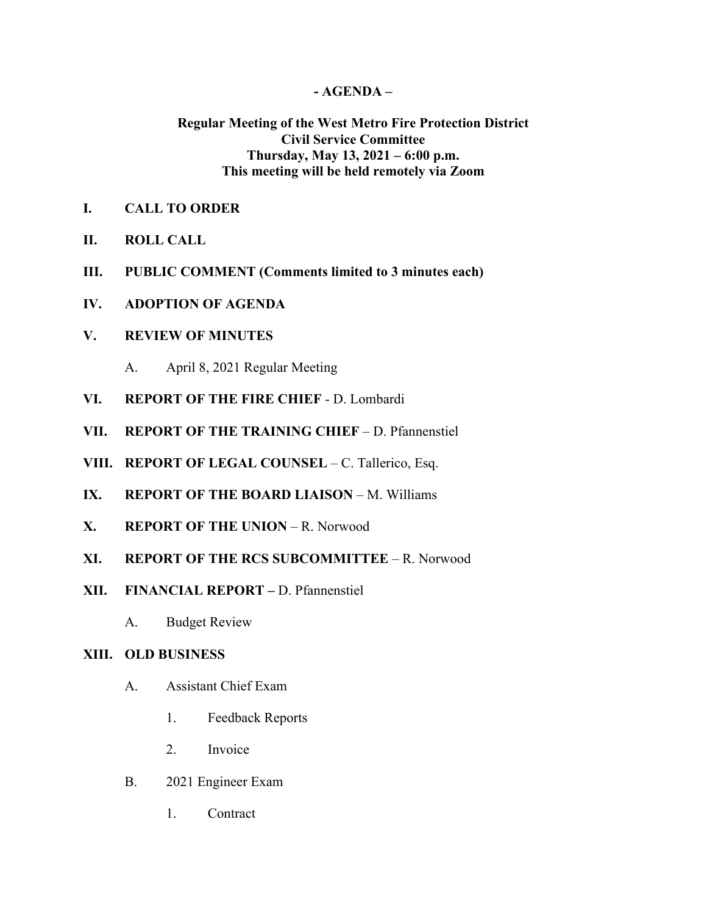**- AGENDA –**

**Regular Meeting of the West Metro Fire Protection District**
**Civil Service Committee**
**Thursday, May 13, 2021 – 6:00 p.m.**
**This meeting will be held remotely via Zoom**

**I. CALL TO ORDER**

**II. ROLL CALL**

**III. PUBLIC COMMENT (Comments limited to 3 minutes each)**

**IV. ADOPTION OF AGENDA**

**V. REVIEW OF MINUTES**

A. April 8, 2021 Regular Meeting

**VI. REPORT OF THE FIRE CHIEF** - D. Lombardi

**VII. REPORT OF THE TRAINING CHIEF** – D. Pfannenstiel

**VIII. REPORT OF LEGAL COUNSEL** – C. Tallerico, Esq.

**IX. REPORT OF THE BOARD LIAISON** – M. Williams

**X. REPORT OF THE UNION** – R. Norwood

**XI. REPORT OF THE RCS SUBCOMMITTEE** – R. Norwood

**XII. FINANCIAL REPORT –** D. Pfannenstiel

A. Budget Review

**XIII. OLD BUSINESS**

A. Assistant Chief Exam

1. Feedback Reports

2. Invoice

B. 2021 Engineer Exam

1. Contract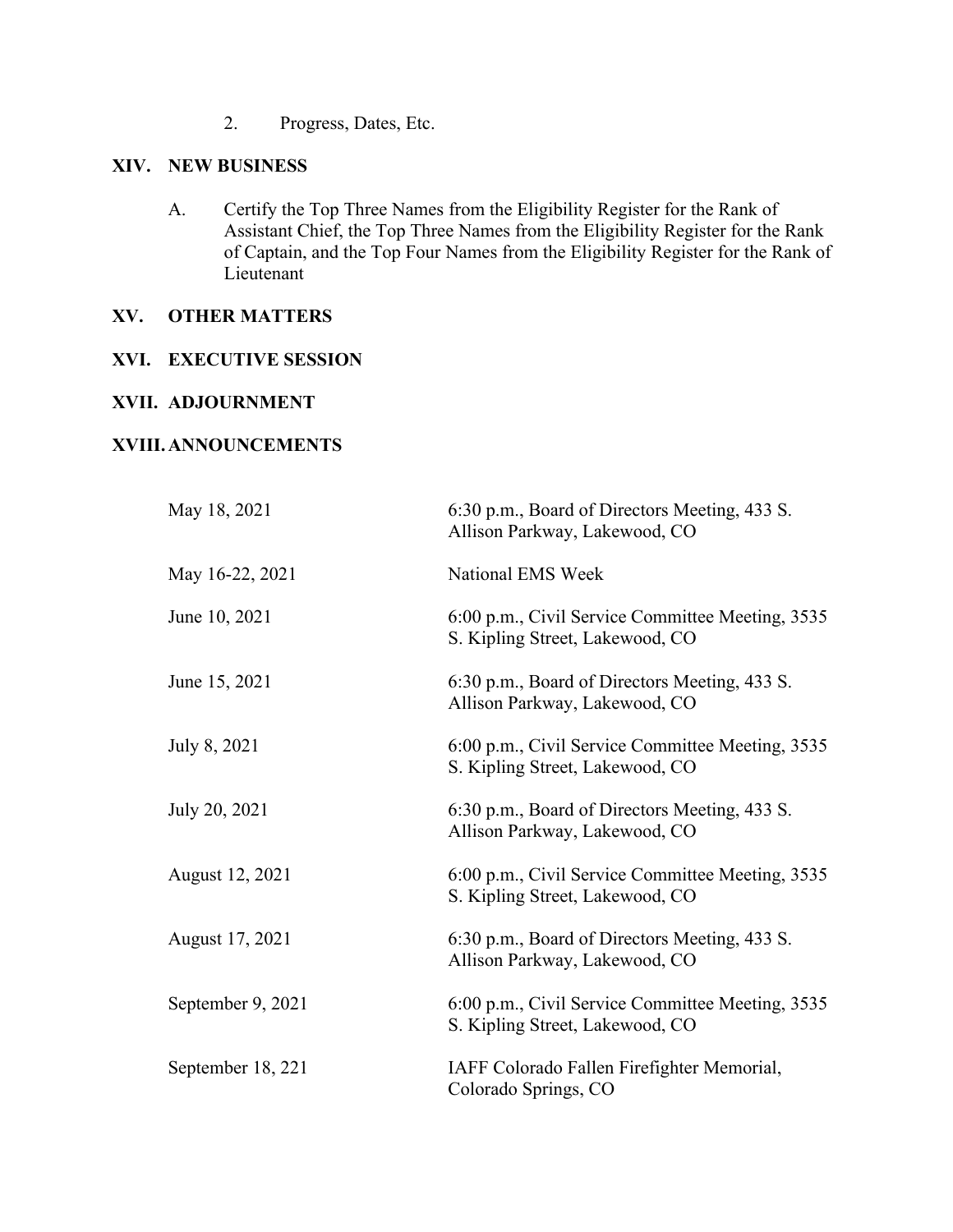2. Progress, Dates, Etc.

## XIV. NEW BUSINESS

A. Certify the Top Three Names from the Eligibility Register for the Rank of Assistant Chief, the Top Three Names from the Eligibility Register for the Rank of Captain, and the Top Four Names from the Eligibility Register for the Rank of Lieutenant

## XV. OTHER MATTERS

## XVI. EXECUTIVE SESSION

## XVII. ADJOURNMENT

## XVIII. ANNOUNCEMENTS

| | |
|---|---|
| May 18, 2021 | 6:30 p.m., Board of Directors Meeting, 433 S. Allison Parkway, Lakewood, CO |
| May 16-22, 2021 | National EMS Week |
| June 10, 2021 | 6:00 p.m., Civil Service Committee Meeting, 3535 S. Kipling Street, Lakewood, CO |
| June 15, 2021 | 6:30 p.m., Board of Directors Meeting, 433 S. Allison Parkway, Lakewood, CO |
| July 8, 2021 | 6:00 p.m., Civil Service Committee Meeting, 3535 S. Kipling Street, Lakewood, CO |
| July 20, 2021 | 6:30 p.m., Board of Directors Meeting, 433 S. Allison Parkway, Lakewood, CO |
| August 12, 2021 | 6:00 p.m., Civil Service Committee Meeting, 3535 S. Kipling Street, Lakewood, CO |
| August 17, 2021 | 6:30 p.m., Board of Directors Meeting, 433 S. Allison Parkway, Lakewood, CO |
| September 9, 2021 | 6:00 p.m., Civil Service Committee Meeting, 3535 S. Kipling Street, Lakewood, CO |
| September 18, 221 | IAFF Colorado Fallen Firefighter Memorial, Colorado Springs, CO |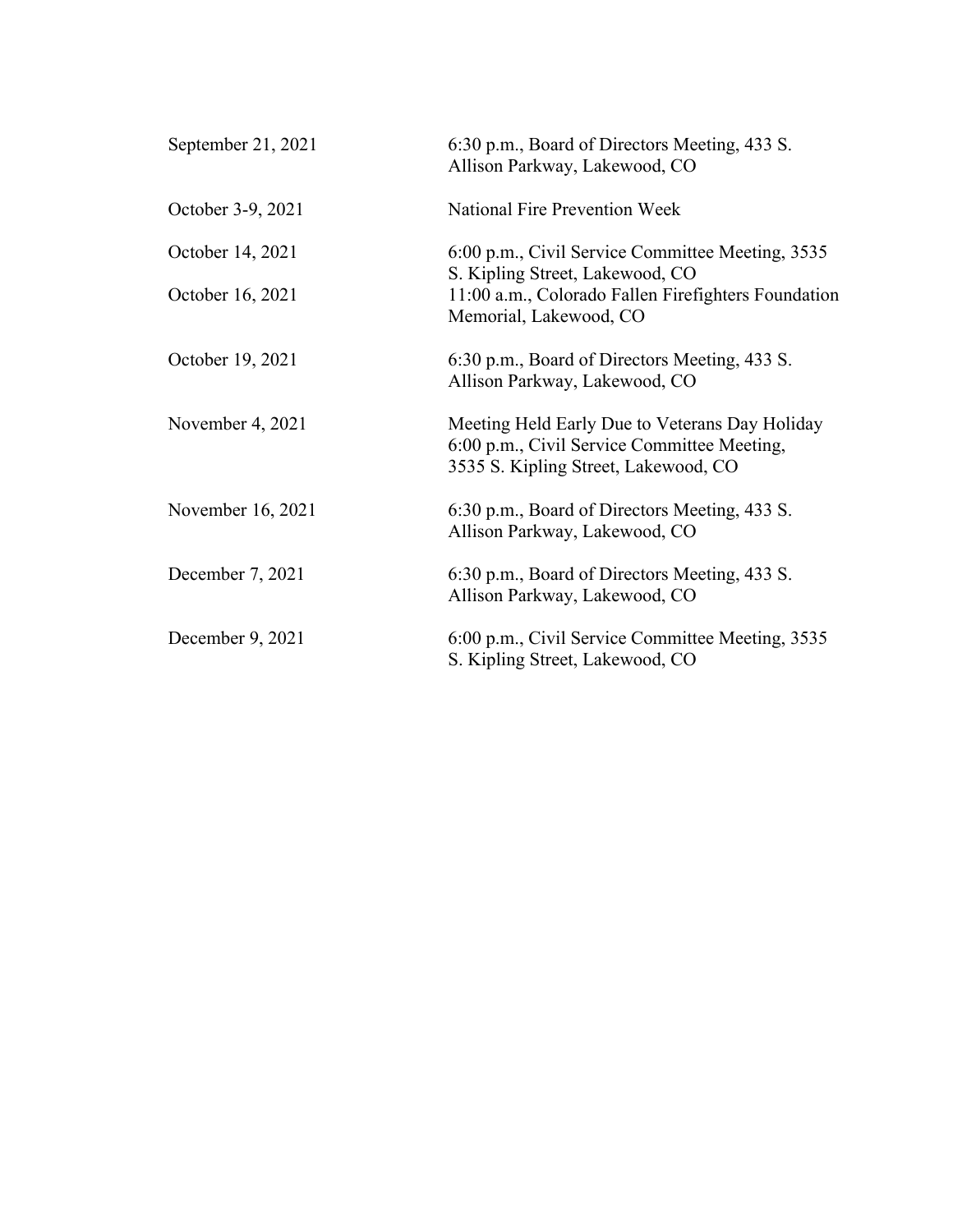| | |
|---|---|
| September 21, 2021 | 6:30 p.m., Board of Directors Meeting, 433 S. Allison Parkway, Lakewood, CO |
| October 3-9, 2021 | National Fire Prevention Week |
| October 14, 2021 | 6:00 p.m., Civil Service Committee Meeting, 3535 S. Kipling Street, Lakewood, CO |
| October 16, 2021 | 11:00 a.m., Colorado Fallen Firefighters Foundation Memorial, Lakewood, CO |
| October 19, 2021 | 6:30 p.m., Board of Directors Meeting, 433 S. Allison Parkway, Lakewood, CO |
| November 4, 2021 | Meeting Held Early Due to Veterans Day Holiday 6:00 p.m., Civil Service Committee Meeting, 3535 S. Kipling Street, Lakewood, CO |
| November 16, 2021 | 6:30 p.m., Board of Directors Meeting, 433 S. Allison Parkway, Lakewood, CO |
| December 7, 2021 | 6:30 p.m., Board of Directors Meeting, 433 S. Allison Parkway, Lakewood, CO |
| December 9, 2021 | 6:00 p.m., Civil Service Committee Meeting, 3535 S. Kipling Street, Lakewood, CO |